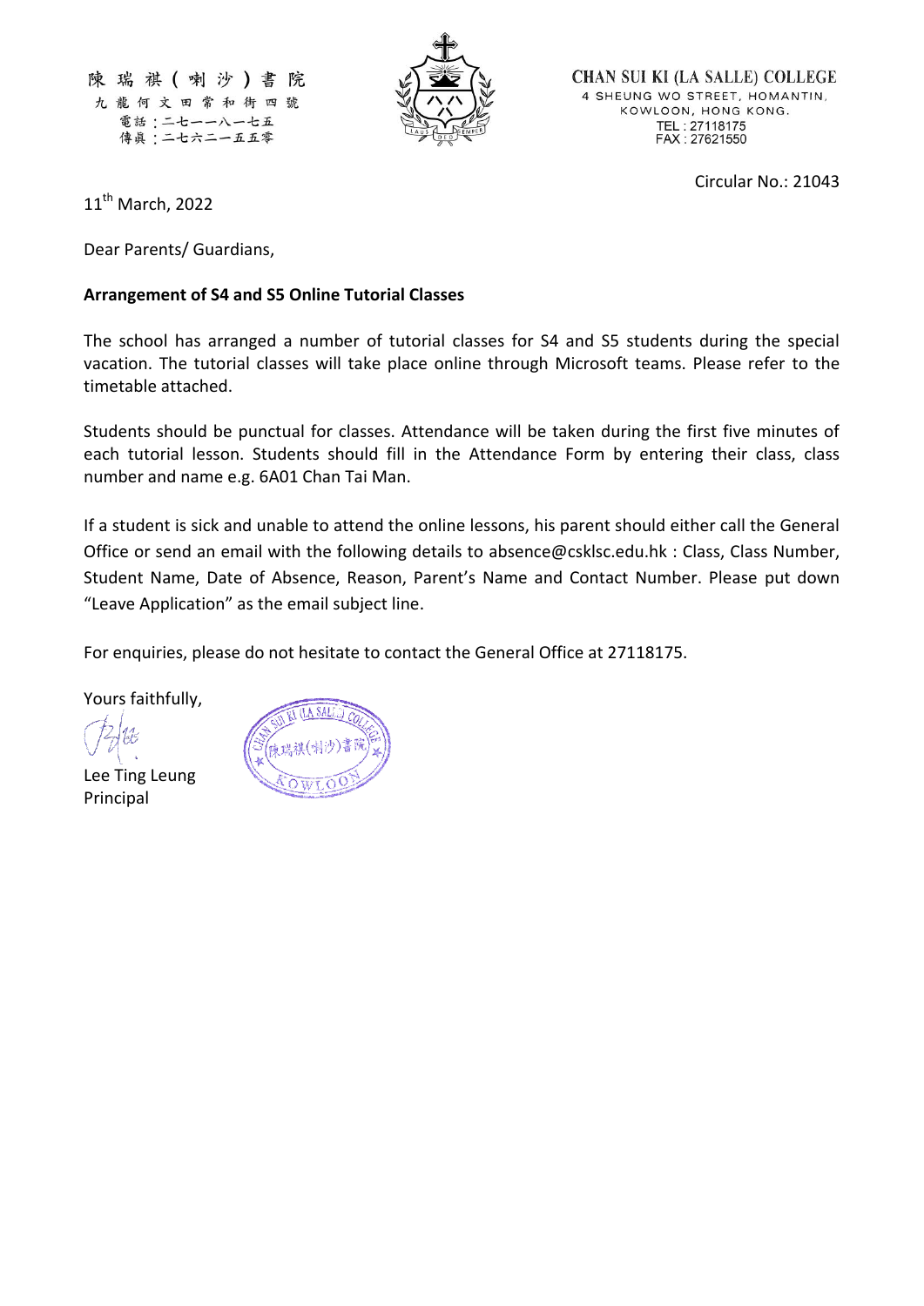陳瑞祺(喇沙)書院
九龍何文田常和街四號
電話：二七一一八一七五
傳真：二七六二一五五零

CHAN SUI KI (LA SALLE) COLLEGE
4 SHEUNG WO STREET, HOMANTIN,
KOWLOON, HONG KONG.
TEL : 27118175
FAX : 27621550

Circular No.: 21043

11th March, 2022

Dear Parents/ Guardians,

**Arrangement of S4 and S5 Online Tutorial Classes**

The school has arranged a number of tutorial classes for S4 and S5 students during the special vacation. The tutorial classes will take place online through Microsoft teams. Please refer to the timetable attached.

Students should be punctual for classes. Attendance will be taken during the first five minutes of each tutorial lesson. Students should fill in the Attendance Form by entering their class, class number and name e.g. 6A01 Chan Tai Man.

If a student is sick and unable to attend the online lessons, his parent should either call the General Office or send an email with the following details to absence@csklsc.edu.hk : Class, Class Number, Student Name, Date of Absence, Reason, Parent's Name and Contact Number. Please put down "Leave Application" as the email subject line.

For enquiries, please do not hesitate to contact the General Office at 27118175.

Yours faithfully,

Lee Ting Leung
Principal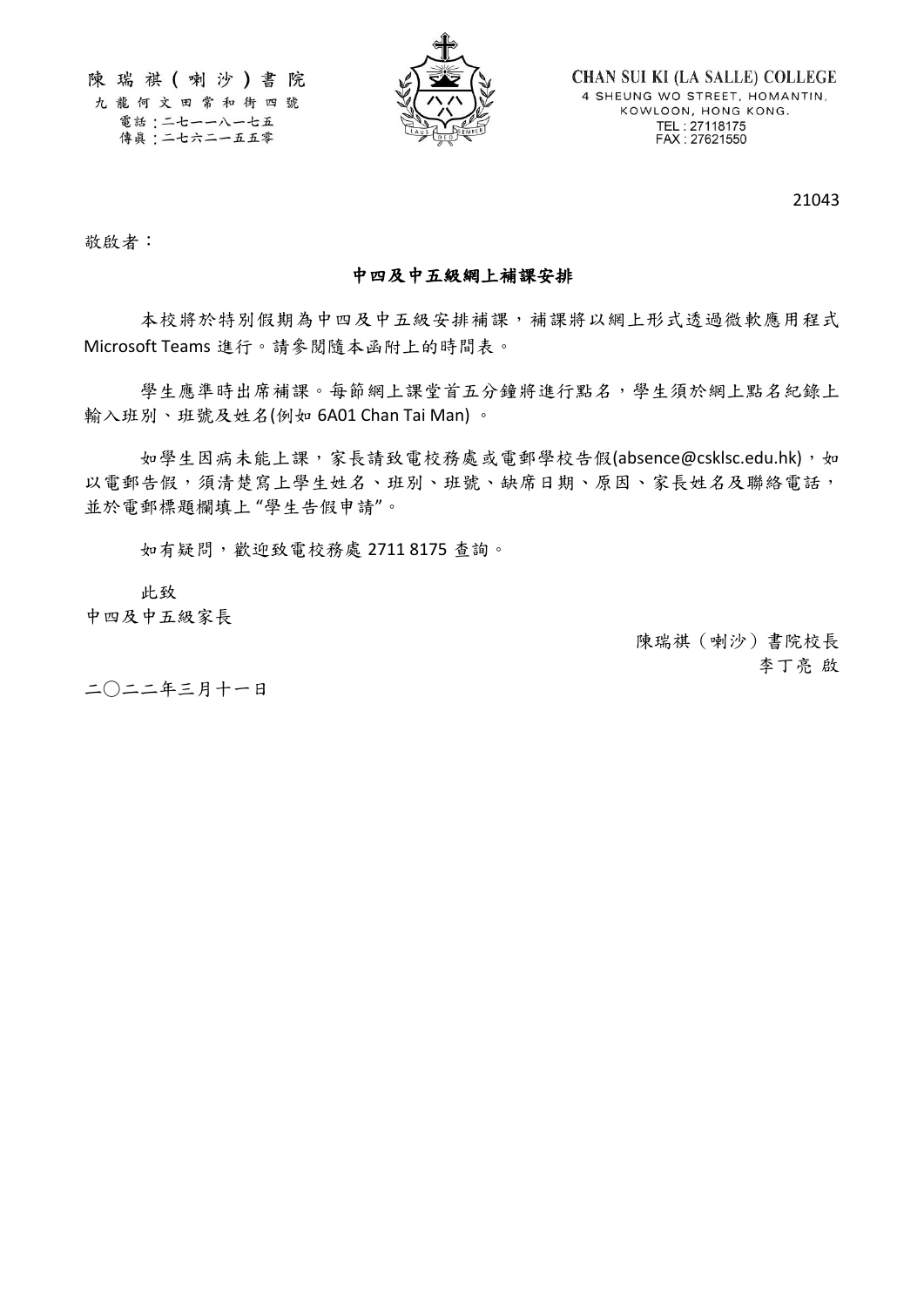陳瑞祺(喇沙)書院
九龍何文田常和街四號
電話:二七一一八一七五
傳眞:二七六二一五五零

CHAN SUI KI (LA SALLE) COLLEGE
4 SHEUNG WO STREET, HOMANTIN,
KOWLOON, HONG KONG.
TEL : 27118175
FAX : 27621550

21043

敬啟者:

## 中四及中五級網上補課安排

本校將於特別假期為中四及中五級安排補課，補課將以網上形式透過微軟應用程式 Microsoft Teams 進行。請參閱隨本函附上的時間表。

學生應準時出席補課。每節網上課堂首五分鐘將進行點名，學生須於網上點名紀錄上輸入班別、班號及姓名(例如 6A01 Chan Tai Man) 。

如學生因病未能上課，家長請致電校務處或電郵學校告假(absence@csklsc.edu.hk)，如以電郵告假，須清楚寫上學生姓名、班別、班號、缺席日期、原因、家長姓名及聯絡電話，並於電郵標題欄填上 "學生告假申請"。

如有疑問，歡迎致電校務處 2711 8175 查詢。

此致
中四及中五級家長

陳瑞祺(喇沙)書院校長
李丁亮 啟

二〇二二年三月十一日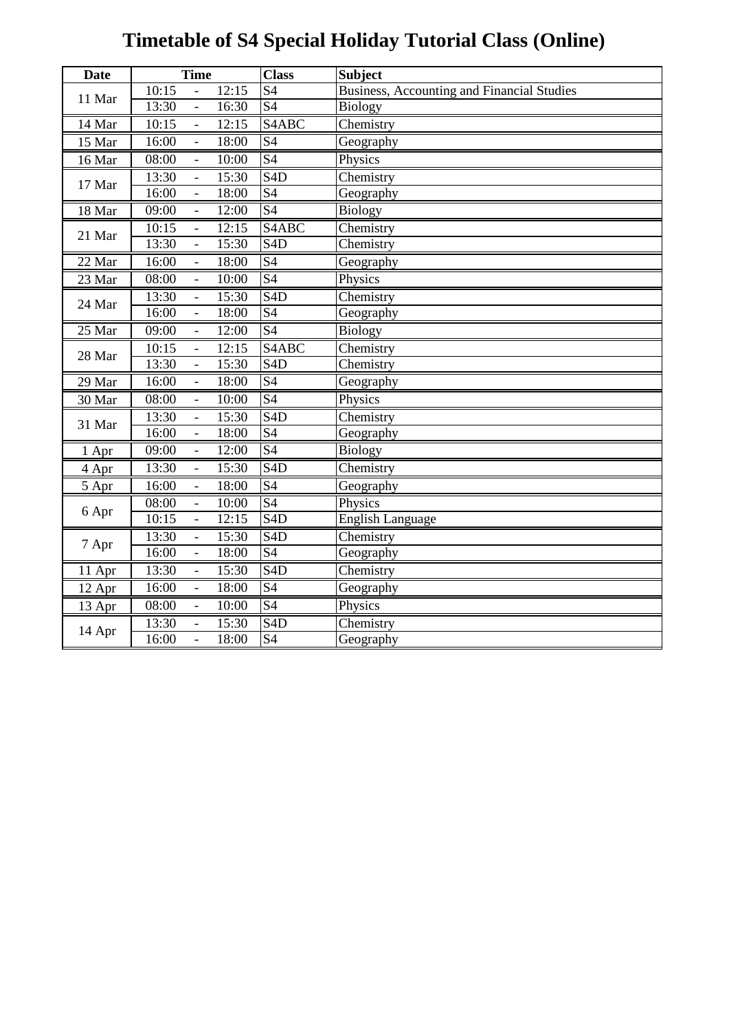# Timetable of S4 Special Holiday Tutorial Class (Online)

| Date | Time | Class | Subject |
|---|---|---|---|
| 11 Mar | 10:15 - 12:15 | S4 | Business, Accounting and Financial Studies |
| | 13:30 - 16:30 | S4 | Biology |
| 14 Mar | 10:15 - 12:15 | S4ABC | Chemistry |
| 15 Mar | 16:00 - 18:00 | S4 | Geography |
| 16 Mar | 08:00 - 10:00 | S4 | Physics |
| 17 Mar | 13:30 - 15:30 | S4D | Chemistry |
| | 16:00 - 18:00 | S4 | Geography |
| 18 Mar | 09:00 - 12:00 | S4 | Biology |
| 21 Mar | 10:15 - 12:15 | S4ABC | Chemistry |
| | 13:30 - 15:30 | S4D | Chemistry |
| 22 Mar | 16:00 - 18:00 | S4 | Geography |
| 23 Mar | 08:00 - 10:00 | S4 | Physics |
| 24 Mar | 13:30 - 15:30 | S4D | Chemistry |
| | 16:00 - 18:00 | S4 | Geography |
| 25 Mar | 09:00 - 12:00 | S4 | Biology |
| 28 Mar | 10:15 - 12:15 | S4ABC | Chemistry |
| | 13:30 - 15:30 | S4D | Chemistry |
| 29 Mar | 16:00 - 18:00 | S4 | Geography |
| 30 Mar | 08:00 - 10:00 | S4 | Physics |
| 31 Mar | 13:30 - 15:30 | S4D | Chemistry |
| | 16:00 - 18:00 | S4 | Geography |
| 1 Apr | 09:00 - 12:00 | S4 | Biology |
| 4 Apr | 13:30 - 15:30 | S4D | Chemistry |
| 5 Apr | 16:00 - 18:00 | S4 | Geography |
| 6 Apr | 08:00 - 10:00 | S4 | Physics |
| | 10:15 - 12:15 | S4D | English Language |
| 7 Apr | 13:30 - 15:30 | S4D | Chemistry |
| | 16:00 - 18:00 | S4 | Geography |
| 11 Apr | 13:30 - 15:30 | S4D | Chemistry |
| 12 Apr | 16:00 - 18:00 | S4 | Geography |
| 13 Apr | 08:00 - 10:00 | S4 | Physics |
| 14 Apr | 13:30 - 15:30 | S4D | Chemistry |
| | 16:00 - 18:00 | S4 | Geography |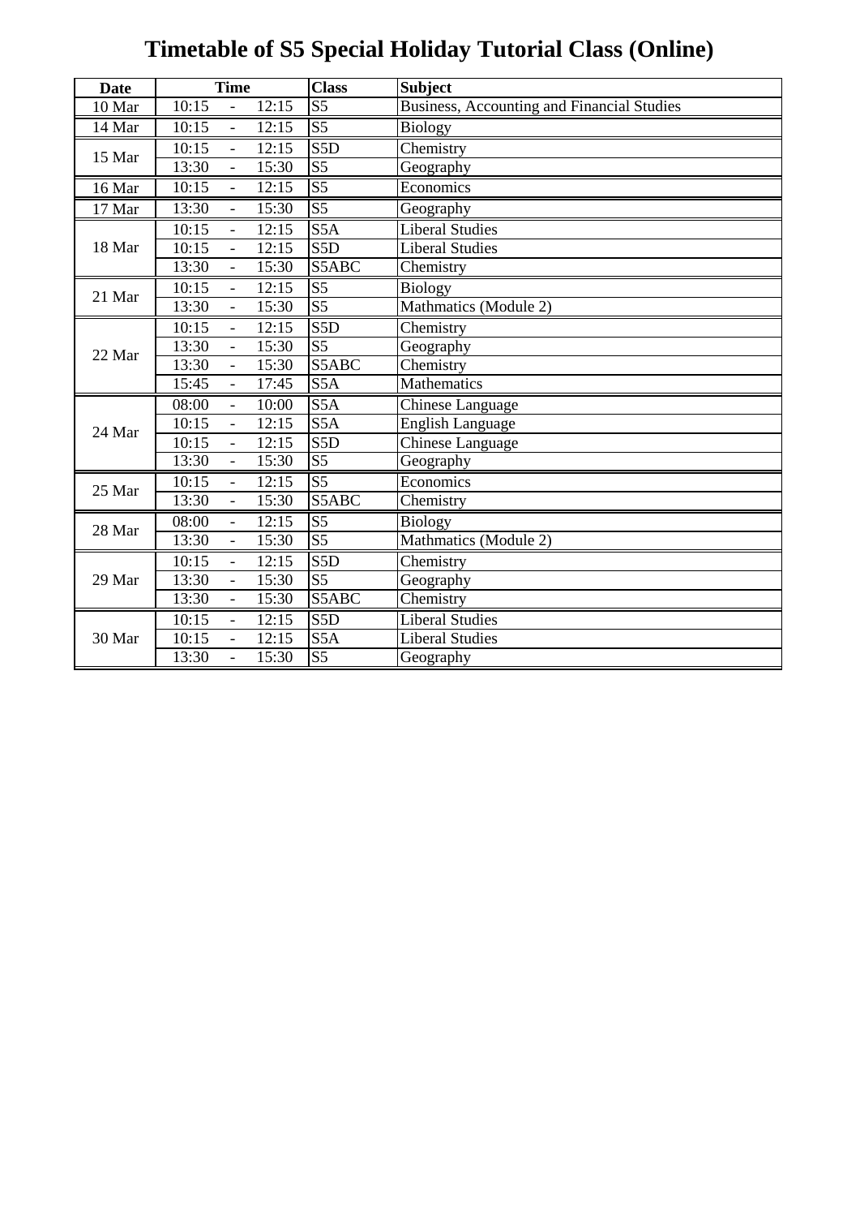# Timetable of S5 Special Holiday Tutorial Class (Online)

| Date | Time | Class | Subject |
|---|---|---|---|
| 10 Mar | 10:15 - 12:15 | S5 | Business, Accounting and Financial Studies |
| 14 Mar | 10:15 - 12:15 | S5 | Biology |
| 15 Mar | 10:15 - 12:15 | S5D | Chemistry |
| | 13:30 - 15:30 | S5 | Geography |
| 16 Mar | 10:15 - 12:15 | S5 | Economics |
| 17 Mar | 13:30 - 15:30 | S5 | Geography |
| 18 Mar | 10:15 - 12:15 | S5A | Liberal Studies |
| | 10:15 - 12:15 | S5D | Liberal Studies |
| | 13:30 - 15:30 | S5ABC | Chemistry |
| 21 Mar | 10:15 - 12:15 | S5 | Biology |
| | 13:30 - 15:30 | S5 | Mathmatics (Module 2) |
| 22 Mar | 10:15 - 12:15 | S5D | Chemistry |
| | 13:30 - 15:30 | S5 | Geography |
| | 13:30 - 15:30 | S5ABC | Chemistry |
| | 15:45 - 17:45 | S5A | Mathematics |
| 24 Mar | 08:00 - 10:00 | S5A | Chinese Language |
| | 10:15 - 12:15 | S5A | English Language |
| | 10:15 - 12:15 | S5D | Chinese Language |
| | 13:30 - 15:30 | S5 | Geography |
| 25 Mar | 10:15 - 12:15 | S5 | Economics |
| | 13:30 - 15:30 | S5ABC | Chemistry |
| 28 Mar | 08:00 - 12:15 | S5 | Biology |
| | 13:30 - 15:30 | S5 | Mathmatics (Module 2) |
| 29 Mar | 10:15 - 12:15 | S5D | Chemistry |
| | 13:30 - 15:30 | S5 | Geography |
| | 13:30 - 15:30 | S5ABC | Chemistry |
| 30 Mar | 10:15 - 12:15 | S5D | Liberal Studies |
| | 10:15 - 12:15 | S5A | Liberal Studies |
| | 13:30 - 15:30 | S5 | Geography |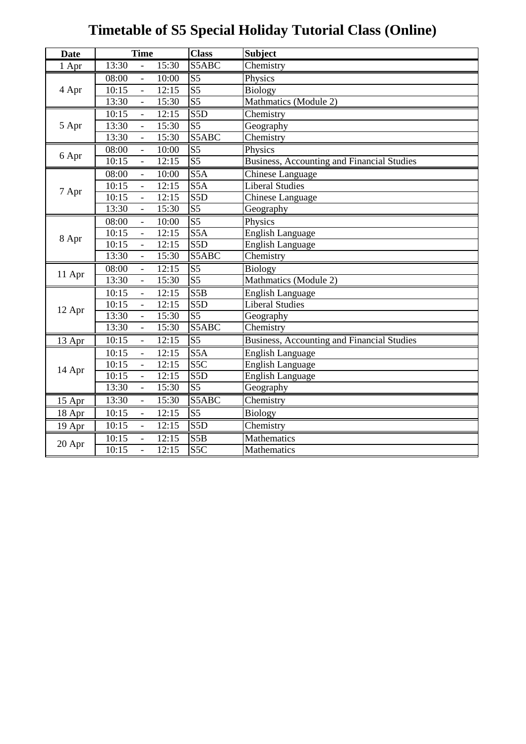# Timetable of S5 Special Holiday Tutorial Class (Online)

| Date | Time | Class | Subject |
|---|---|---|---|
| 1 Apr | 13:30 - 15:30 | S5ABC | Chemistry |
| 4 Apr | 08:00 - 10:00 | S5 | Physics |
| | 10:15 - 12:15 | S5 | Biology |
| | 13:30 - 15:30 | S5 | Mathmatics (Module 2) |
| 5 Apr | 10:15 - 12:15 | S5D | Chemistry |
| | 13:30 - 15:30 | S5 | Geography |
| | 13:30 - 15:30 | S5ABC | Chemistry |
| 6 Apr | 08:00 - 10:00 | S5 | Physics |
| | 10:15 - 12:15 | S5 | Business, Accounting and Financial Studies |
| 7 Apr | 08:00 - 10:00 | S5A | Chinese Language |
| | 10:15 - 12:15 | S5A | Liberal Studies |
| | 10:15 - 12:15 | S5D | Chinese Language |
| | 13:30 - 15:30 | S5 | Geography |
| 8 Apr | 08:00 - 10:00 | S5 | Physics |
| | 10:15 - 12:15 | S5A | English Language |
| | 10:15 - 12:15 | S5D | English Language |
| | 13:30 - 15:30 | S5ABC | Chemistry |
| 11 Apr | 08:00 - 12:15 | S5 | Biology |
| | 13:30 - 15:30 | S5 | Mathmatics (Module 2) |
| 12 Apr | 10:15 - 12:15 | S5B | English Language |
| | 10:15 - 12:15 | S5D | Liberal Studies |
| | 13:30 - 15:30 | S5 | Geography |
| | 13:30 - 15:30 | S5ABC | Chemistry |
| 13 Apr | 10:15 - 12:15 | S5 | Business, Accounting and Financial Studies |
| 14 Apr | 10:15 - 12:15 | S5A | English Language |
| | 10:15 - 12:15 | S5C | English Language |
| | 10:15 - 12:15 | S5D | English Language |
| | 13:30 - 15:30 | S5 | Geography |
| 15 Apr | 13:30 - 15:30 | S5ABC | Chemistry |
| 18 Apr | 10:15 - 12:15 | S5 | Biology |
| 19 Apr | 10:15 - 12:15 | S5D | Chemistry |
| 20 Apr | 10:15 - 12:15 | S5B | Mathematics |
| | 10:15 - 12:15 | S5C | Mathematics |